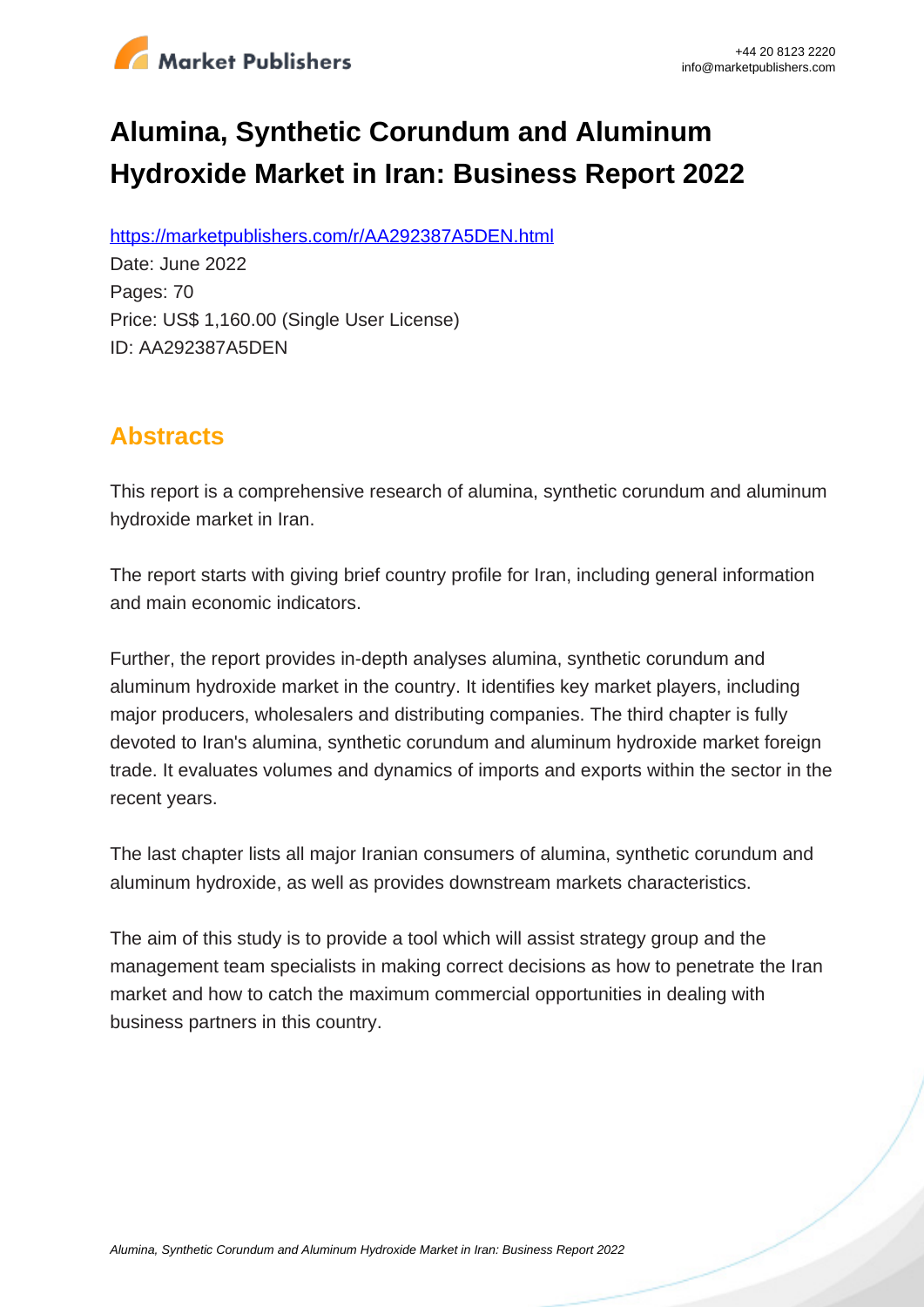# Alumina, Synthetic Corundum and Aluminum Hydroxide Market in Iran: Business Report 2022

https://marketpublishers.com/r/AA292387A5DEN.html

Date: June 2022

Pages: 70

Price: US$ 1,160.00 (Single User License)

ID: AA292387A5DEN

## Abstracts

This report is a comprehensive research of alumina, synthetic corundum and aluminum hydroxide market in Iran.

The report starts with giving brief country profile for Iran, including general information and main economic indicators.

Further, the report provides in-depth analyses alumina, synthetic corundum and aluminum hydroxide market in the country. It identifies key market players, including major producers, wholesalers and distributing companies. The third chapter is fully devoted to Iran's alumina, synthetic corundum and aluminum hydroxide market foreign trade. It evaluates volumes and dynamics of imports and exports within the sector in the recent years.

The last chapter lists all major Iranian consumers of alumina, synthetic corundum and aluminum hydroxide, as well as provides downstream markets characteristics.

The aim of this study is to provide a tool which will assist strategy group and the management team specialists in making correct decisions as how to penetrate the Iran market and how to catch the maximum commercial opportunities in dealing with business partners in this country.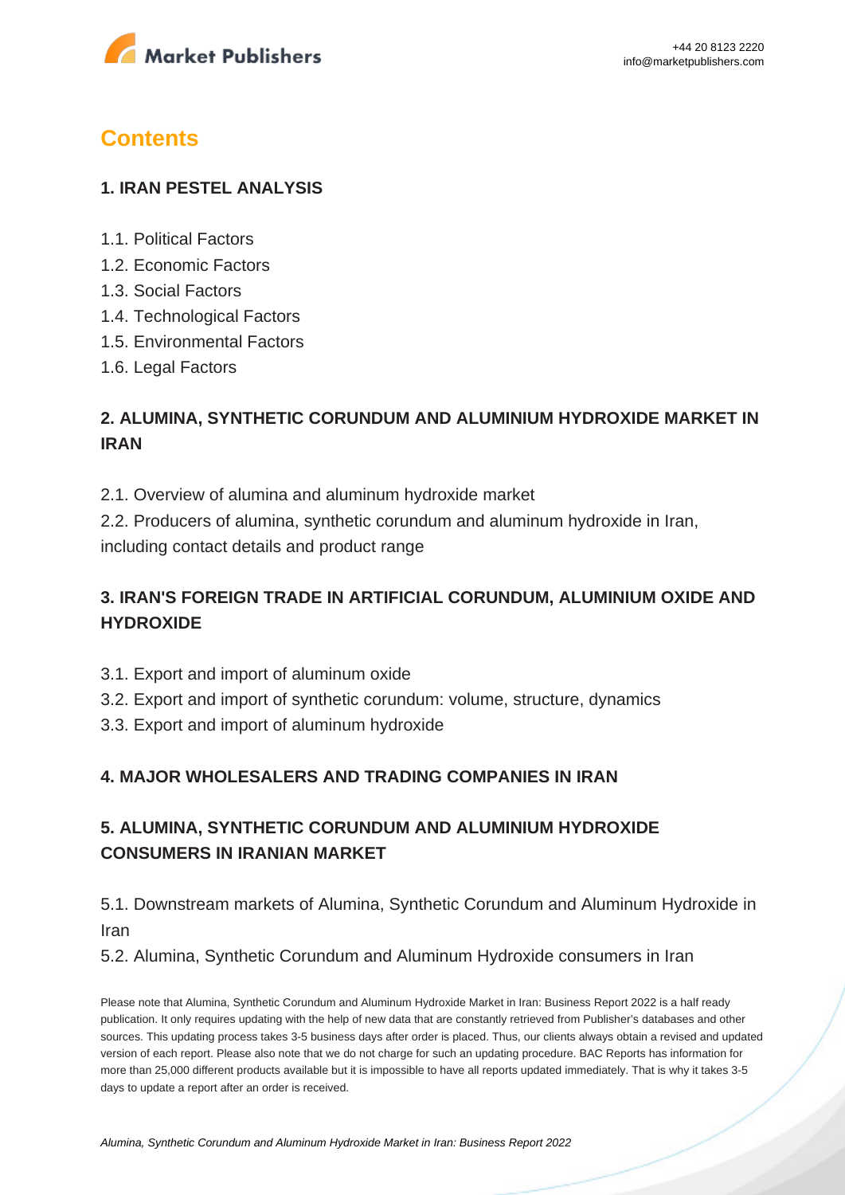# Contents

### 1. IRAN PESTEL ANALYSIS

1.1. Political Factors
1.2. Economic Factors
1.3. Social Factors
1.4. Technological Factors
1.5. Environmental Factors
1.6. Legal Factors

### 2. ALUMINA, SYNTHETIC CORUNDUM AND ALUMINIUM HYDROXIDE MARKET IN IRAN

2.1. Overview of alumina and aluminum hydroxide market
2.2. Producers of alumina, synthetic corundum and aluminum hydroxide in Iran, including contact details and product range

### 3. IRAN'S FOREIGN TRADE IN ARTIFICIAL CORUNDUM, ALUMINIUM OXIDE AND HYDROXIDE

3.1. Export and import of aluminum oxide
3.2. Export and import of synthetic corundum: volume, structure, dynamics
3.3. Export and import of aluminum hydroxide

### 4. MAJOR WHOLESALERS AND TRADING COMPANIES IN IRAN

### 5. ALUMINA, SYNTHETIC CORUNDUM AND ALUMINIUM HYDROXIDE CONSUMERS IN IRANIAN MARKET

5.1. Downstream markets of Alumina, Synthetic Corundum and Aluminum Hydroxide in Iran
5.2. Alumina, Synthetic Corundum and Aluminum Hydroxide consumers in Iran

Please note that Alumina, Synthetic Corundum and Aluminum Hydroxide Market in Iran: Business Report 2022 is a half ready publication. It only requires updating with the help of new data that are constantly retrieved from Publisher's databases and other sources. This updating process takes 3-5 business days after order is placed. Thus, our clients always obtain a revised and updated version of each report. Please also note that we do not charge for such an updating procedure. BAC Reports has information for more than 25,000 different products available but it is impossible to have all reports updated immediately. That is why it takes 3-5 days to update a report after an order is received.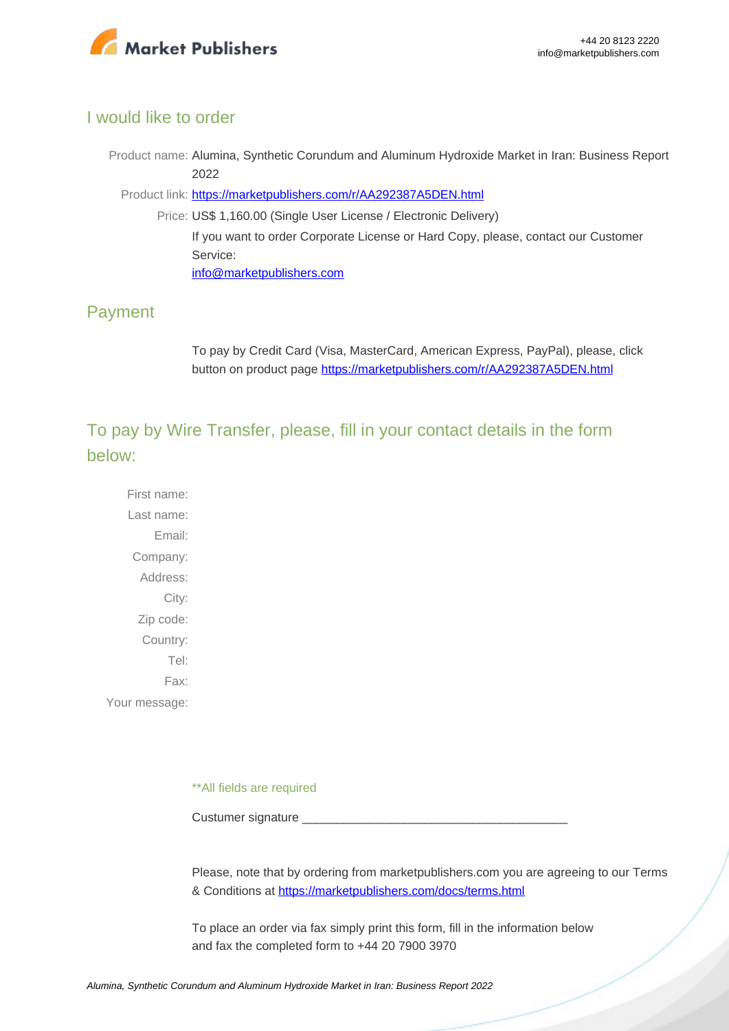## I would like to order

Product name: Alumina, Synthetic Corundum and Aluminum Hydroxide Market in Iran: Business Report 2022

Product link: [https://marketpublishers.com/r/AA292387A5DEN.html](https://marketpublishers.com/r/AA292387A5DEN.html)

Price: US$ 1,160.00 (Single User License / Electronic Delivery)

If you want to order Corporate License or Hard Copy, please, contact our Customer Service:

[info@marketpublishers.com](mailto:info@marketpublishers.com)

## Payment

To pay by Credit Card (Visa, MasterCard, American Express, PayPal), please, click button on product page [https://marketpublishers.com/r/AA292387A5DEN.html](https://marketpublishers.com/r/AA292387A5DEN.html)

## To pay by Wire Transfer, please, fill in your contact details in the form below:

First name:

Last name:

Email:

Company:

Address:

City:

Zip code:

Country:

Tel:

Fax:

Your message:

**All fields are required

Custumer signature _______________________________________

Please, note that by ordering from marketpublishers.com you are agreeing to our Terms & Conditions at [https://marketpublishers.com/docs/terms.html](https://marketpublishers.com/docs/terms.html)

To place an order via fax simply print this form, fill in the information below and fax the completed form to +44 20 7900 3970